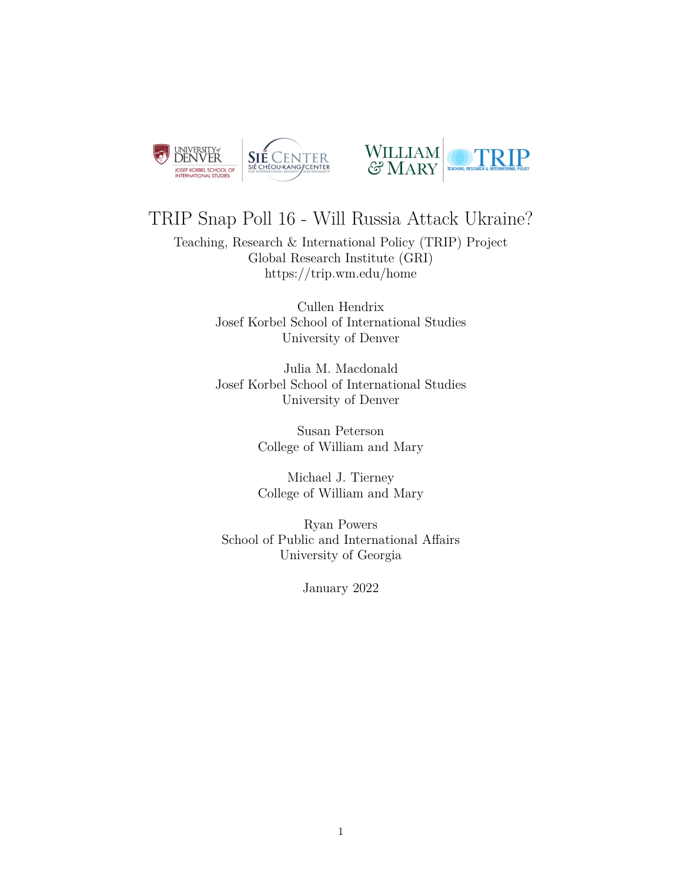# TRIP Snap Poll 16 - Will Russia Attack Ukraine?

Teaching, Research & International Policy (TRIP) Project
Global Research Institute (GRI)
https://trip.wm.edu/home

Cullen Hendrix
Josef Korbel School of International Studies
University of Denver

Julia M. Macdonald
Josef Korbel School of International Studies
University of Denver

Susan Peterson
College of William and Mary

Michael J. Tierney
College of William and Mary

Ryan Powers
School of Public and International Affairs
University of Georgia

January 2022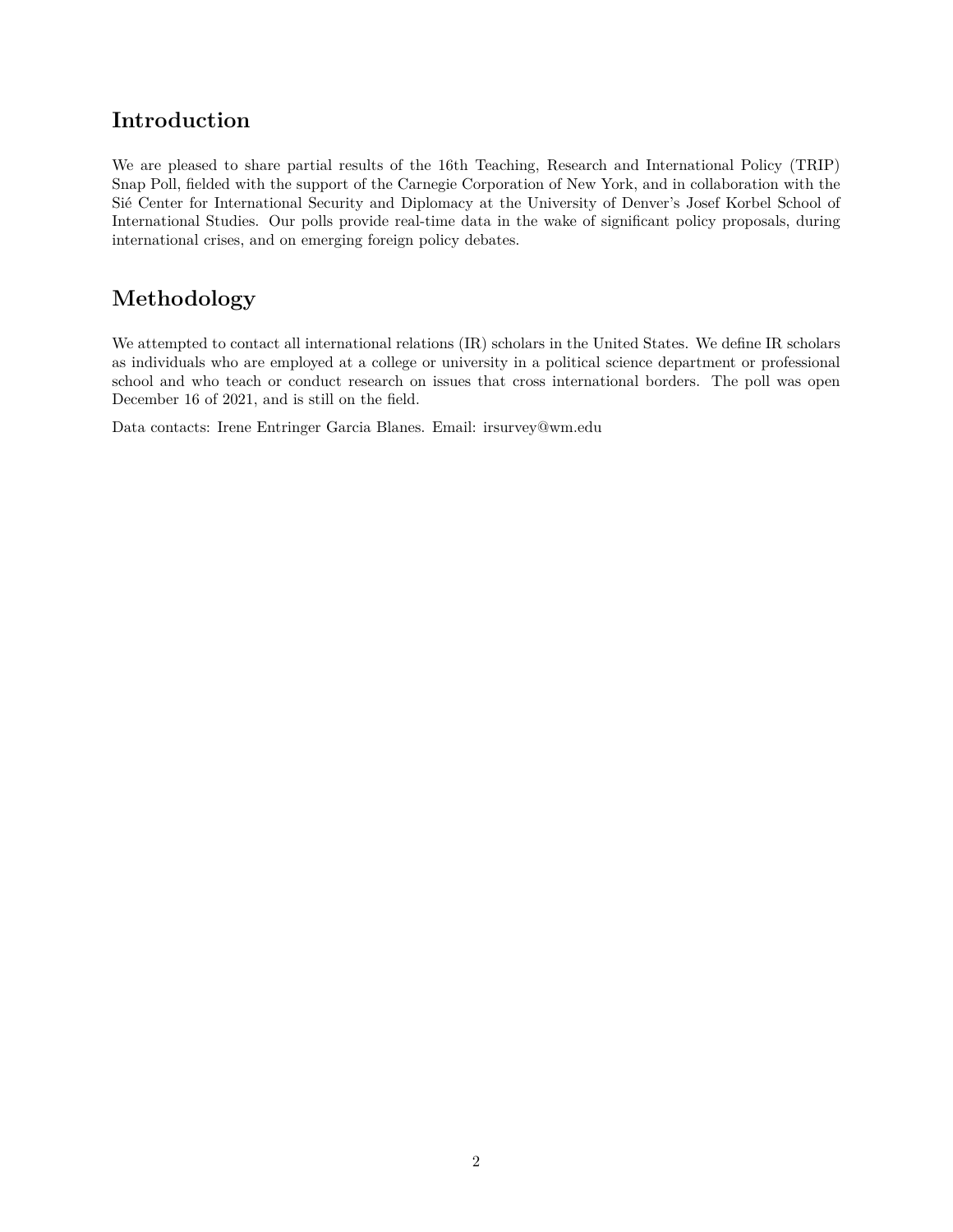## Introduction

We are pleased to share partial results of the 16th Teaching, Research and International Policy (TRIP) Snap Poll, fielded with the support of the Carnegie Corporation of New York, and in collaboration with the Sié Center for International Security and Diplomacy at the University of Denver's Josef Korbel School of International Studies. Our polls provide real-time data in the wake of significant policy proposals, during international crises, and on emerging foreign policy debates.

## Methodology

We attempted to contact all international relations (IR) scholars in the United States. We define IR scholars as individuals who are employed at a college or university in a political science department or professional school and who teach or conduct research on issues that cross international borders. The poll was open December 16 of 2021, and is still on the field.

Data contacts: Irene Entringer Garcia Blanes. Email: irsurvey@wm.edu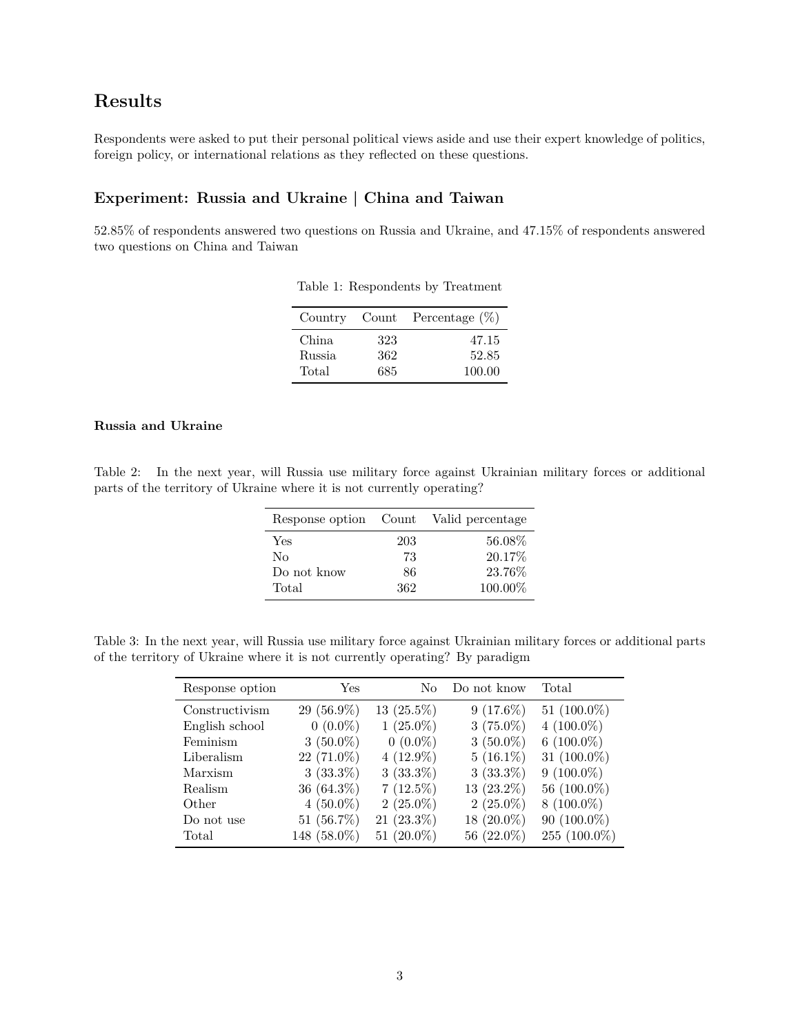# Results

Respondents were asked to put their personal political views aside and use their expert knowledge of politics, foreign policy, or international relations as they reflected on these questions.

## Experiment: Russia and Ukraine | China and Taiwan

52.85% of respondents answered two questions on Russia and Ukraine, and 47.15% of respondents answered two questions on China and Taiwan

Table 1: Respondents by Treatment

| Country | Count | Percentage (%) |
|---|---|---|
| China | 323 | 47.15 |
| Russia | 362 | 52.85 |
| Total | 685 | 100.00 |

#### Russia and Ukraine

Table 2: In the next year, will Russia use military force against Ukrainian military forces or additional parts of the territory of Ukraine where it is not currently operating?

| Response option | Count | Valid percentage |
|---|---|---|
| Yes | 203 | 56.08% |
| No | 73 | 20.17% |
| Do not know | 86 | 23.76% |
| Total | 362 | 100.00% |

Table 3: In the next year, will Russia use military force against Ukrainian military forces or additional parts of the territory of Ukraine where it is not currently operating? By paradigm

| Response option | Yes | No | Do not know | Total |
|---|---|---|---|---|
| Constructivism | 29 (56.9%) | 13 (25.5%) | 9 (17.6%) | 51 (100.0%) |
| English school | 0 (0.0%) | 1 (25.0%) | 3 (75.0%) | 4 (100.0%) |
| Feminism | 3 (50.0%) | 0 (0.0%) | 3 (50.0%) | 6 (100.0%) |
| Liberalism | 22 (71.0%) | 4 (12.9%) | 5 (16.1%) | 31 (100.0%) |
| Marxism | 3 (33.3%) | 3 (33.3%) | 3 (33.3%) | 9 (100.0%) |
| Realism | 36 (64.3%) | 7 (12.5%) | 13 (23.2%) | 56 (100.0%) |
| Other | 4 (50.0%) | 2 (25.0%) | 2 (25.0%) | 8 (100.0%) |
| Do not use | 51 (56.7%) | 21 (23.3%) | 18 (20.0%) | 90 (100.0%) |
| Total | 148 (58.0%) | 51 (20.0%) | 56 (22.0%) | 255 (100.0%) |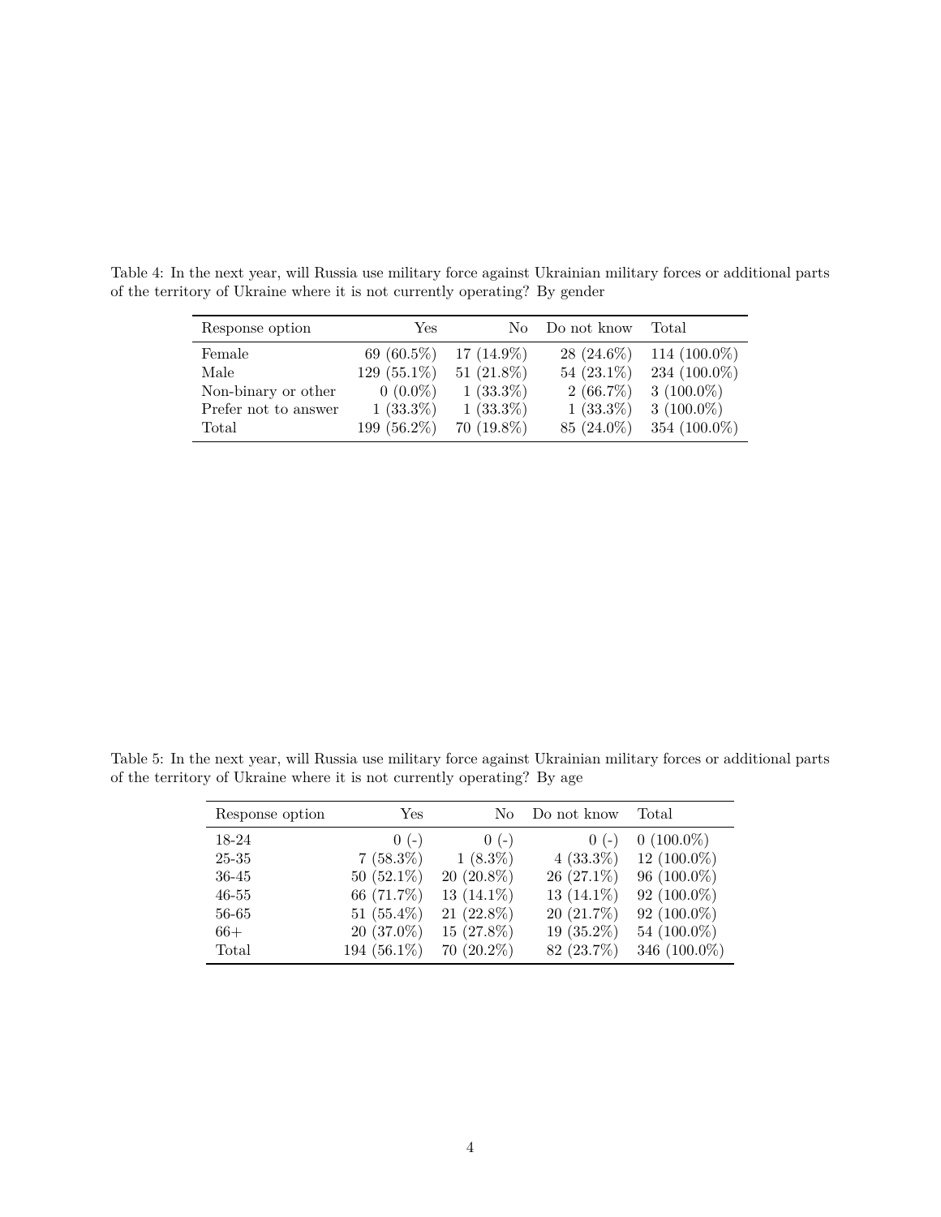Table 4: In the next year, will Russia use military force against Ukrainian military forces or additional parts of the territory of Ukraine where it is not currently operating? By gender

| Response option | Yes | No | Do not know | Total |
|---|---|---|---|---|
| Female | 69 (60.5%) | 17 (14.9%) | 28 (24.6%) | 114 (100.0%) |
| Male | 129 (55.1%) | 51 (21.8%) | 54 (23.1%) | 234 (100.0%) |
| Non-binary or other | 0 (0.0%) | 1 (33.3%) | 2 (66.7%) | 3 (100.0%) |
| Prefer not to answer | 1 (33.3%) | 1 (33.3%) | 1 (33.3%) | 3 (100.0%) |
| Total | 199 (56.2%) | 70 (19.8%) | 85 (24.0%) | 354 (100.0%) |

Table 5: In the next year, will Russia use military force against Ukrainian military forces or additional parts of the territory of Ukraine where it is not currently operating? By age

| Response option | Yes | No | Do not know | Total |
|---|---|---|---|---|
| 18-24 | 0 (-) | 0 (-) | 0 (-) | 0 (100.0%) |
| 25-35 | 7 (58.3%) | 1 (8.3%) | 4 (33.3%) | 12 (100.0%) |
| 36-45 | 50 (52.1%) | 20 (20.8%) | 26 (27.1%) | 96 (100.0%) |
| 46-55 | 66 (71.7%) | 13 (14.1%) | 13 (14.1%) | 92 (100.0%) |
| 56-65 | 51 (55.4%) | 21 (22.8%) | 20 (21.7%) | 92 (100.0%) |
| 66+ | 20 (37.0%) | 15 (27.8%) | 19 (35.2%) | 54 (100.0%) |
| Total | 194 (56.1%) | 70 (20.2%) | 82 (23.7%) | 346 (100.0%) |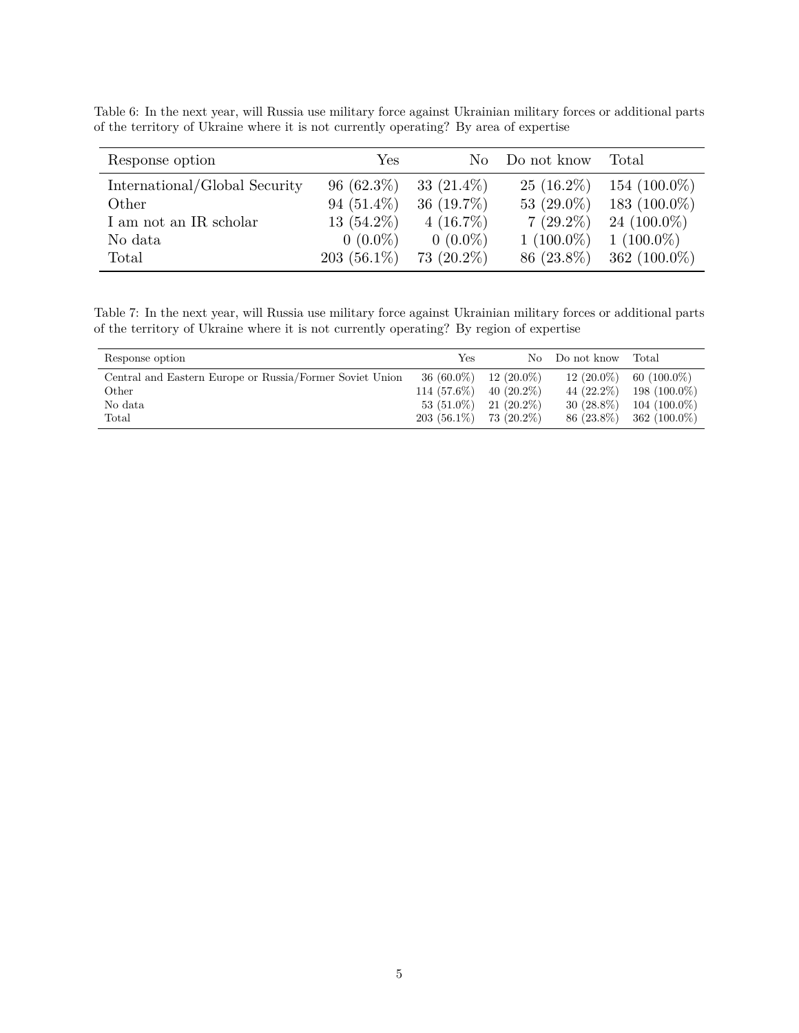Table 6: In the next year, will Russia use military force against Ukrainian military forces or additional parts of the territory of Ukraine where it is not currently operating? By area of expertise

| Response option | Yes | No | Do not know | Total |
|---|---|---|---|---|
| International/Global Security | 96 (62.3%) | 33 (21.4%) | 25 (16.2%) | 154 (100.0%) |
| Other | 94 (51.4%) | 36 (19.7%) | 53 (29.0%) | 183 (100.0%) |
| I am not an IR scholar | 13 (54.2%) | 4 (16.7%) | 7 (29.2%) | 24 (100.0%) |
| No data | 0 (0.0%) | 0 (0.0%) | 1 (100.0%) | 1 (100.0%) |
| Total | 203 (56.1%) | 73 (20.2%) | 86 (23.8%) | 362 (100.0%) |

Table 7: In the next year, will Russia use military force against Ukrainian military forces or additional parts of the territory of Ukraine where it is not currently operating? By region of expertise

| Response option | Yes | No | Do not know | Total |
|---|---|---|---|---|
| Central and Eastern Europe or Russia/Former Soviet Union | 36 (60.0%) | 12 (20.0%) | 12 (20.0%) | 60 (100.0%) |
| Other | 114 (57.6%) | 40 (20.2%) | 44 (22.2%) | 198 (100.0%) |
| No data | 53 (51.0%) | 21 (20.2%) | 30 (28.8%) | 104 (100.0%) |
| Total | 203 (56.1%) | 73 (20.2%) | 86 (23.8%) | 362 (100.0%) |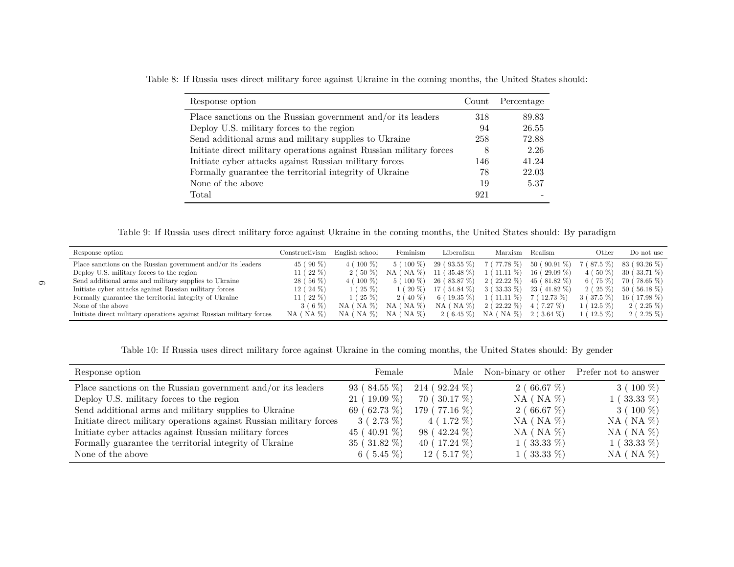Table 8: If Russia uses direct military force against Ukraine in the coming months, the United States should:

| Response option | Count | Percentage |
|---|---|---|
| Place sanctions on the Russian government and/or its leaders | 318 | 89.83 |
| Deploy U.S. military forces to the region | 94 | 26.55 |
| Send additional arms and military supplies to Ukraine | 258 | 72.88 |
| Initiate direct military operations against Russian military forces | 8 | 2.26 |
| Initiate cyber attacks against Russian military forces | 146 | 41.24 |
| Formally guarantee the territorial integrity of Ukraine | 78 | 22.03 |
| None of the above | 19 | 5.37 |
| Total | 921 | - |

Table 9: If Russia uses direct military force against Ukraine in the coming months, the United States should: By paradigm

| Response option | Constructivism | English school | Feminism | Liberalism | Marxism | Realism | Other | Do not use |
|---|---|---|---|---|---|---|---|---|
| Place sanctions on the Russian government and/or its leaders | 45 ( 90 %) | 4 ( 100 %) | 5 ( 100 %) | 29 ( 93.55 %) | 7 ( 77.78 %) | 50 ( 90.91 %) | 7 ( 87.5 %) | 83 ( 93.26 %) |
| Deploy U.S. military forces to the region | 11 ( 22 %) | 2 ( 50 %) | NA ( NA %) | 11 ( 35.48 %) | 1 ( 11.11 %) | 16 ( 29.09 %) | 4 ( 50 %) | 30 ( 33.71 %) |
| Send additional arms and military supplies to Ukraine | 28 ( 56 %) | 4 ( 100 %) | 5 ( 100 %) | 26 ( 83.87 %) | 2 ( 22.22 %) | 45 ( 81.82 %) | 6 ( 75 %) | 70 ( 78.65 %) |
| Initiate cyber attacks against Russian military forces | 12 ( 24 %) | 1 ( 25 %) | 1 ( 20 %) | 17 ( 54.84 %) | 3 ( 33.33 %) | 23 ( 41.82 %) | 2 ( 25 %) | 50 ( 56.18 %) |
| Formally guarantee the territorial integrity of Ukraine | 11 ( 22 %) | 1 ( 25 %) | 2 ( 40 %) | 6 ( 19.35 %) | 1 ( 11.11 %) | 7 ( 12.73 %) | 3 ( 37.5 %) | 16 ( 17.98 %) |
| None of the above | 3 ( 6 %) | NA ( NA %) | NA ( NA %) | NA ( NA %) | 2 ( 22.22 %) | 4 ( 7.27 %) | 1 ( 12.5 %) | 2 ( 2.25 %) |
| Initiate direct military operations against Russian military forces | NA ( NA %) | NA ( NA %) | NA ( NA %) | 2 ( 6.45 %) | NA ( NA %) | 2 ( 3.64 %) | 1 ( 12.5 %) | 2 ( 2.25 %) |

Table 10: If Russia uses direct military force against Ukraine in the coming months, the United States should: By gender

| Response option | Female | Male | Non-binary or other | Prefer not to answer |
|---|---|---|---|---|
| Place sanctions on the Russian government and/or its leaders | 93 ( 84.55 %) | 214 ( 92.24 %) | 2 ( 66.67 %) | 3 ( 100 %) |
| Deploy U.S. military forces to the region | 21 ( 19.09 %) | 70 ( 30.17 %) | NA ( NA %) | 1 ( 33.33 %) |
| Send additional arms and military supplies to Ukraine | 69 ( 62.73 %) | 179 ( 77.16 %) | 2 ( 66.67 %) | 3 ( 100 %) |
| Initiate direct military operations against Russian military forces | 3 ( 2.73 %) | 4 ( 1.72 %) | NA ( NA %) | NA ( NA %) |
| Initiate cyber attacks against Russian military forces | 45 ( 40.91 %) | 98 ( 42.24 %) | NA ( NA %) | NA ( NA %) |
| Formally guarantee the territorial integrity of Ukraine | 35 ( 31.82 %) | 40 ( 17.24 %) | 1 ( 33.33 %) | 1 ( 33.33 %) |
| None of the above | 6 ( 5.45 %) | 12 ( 5.17 %) | 1 ( 33.33 %) | NA ( NA %) |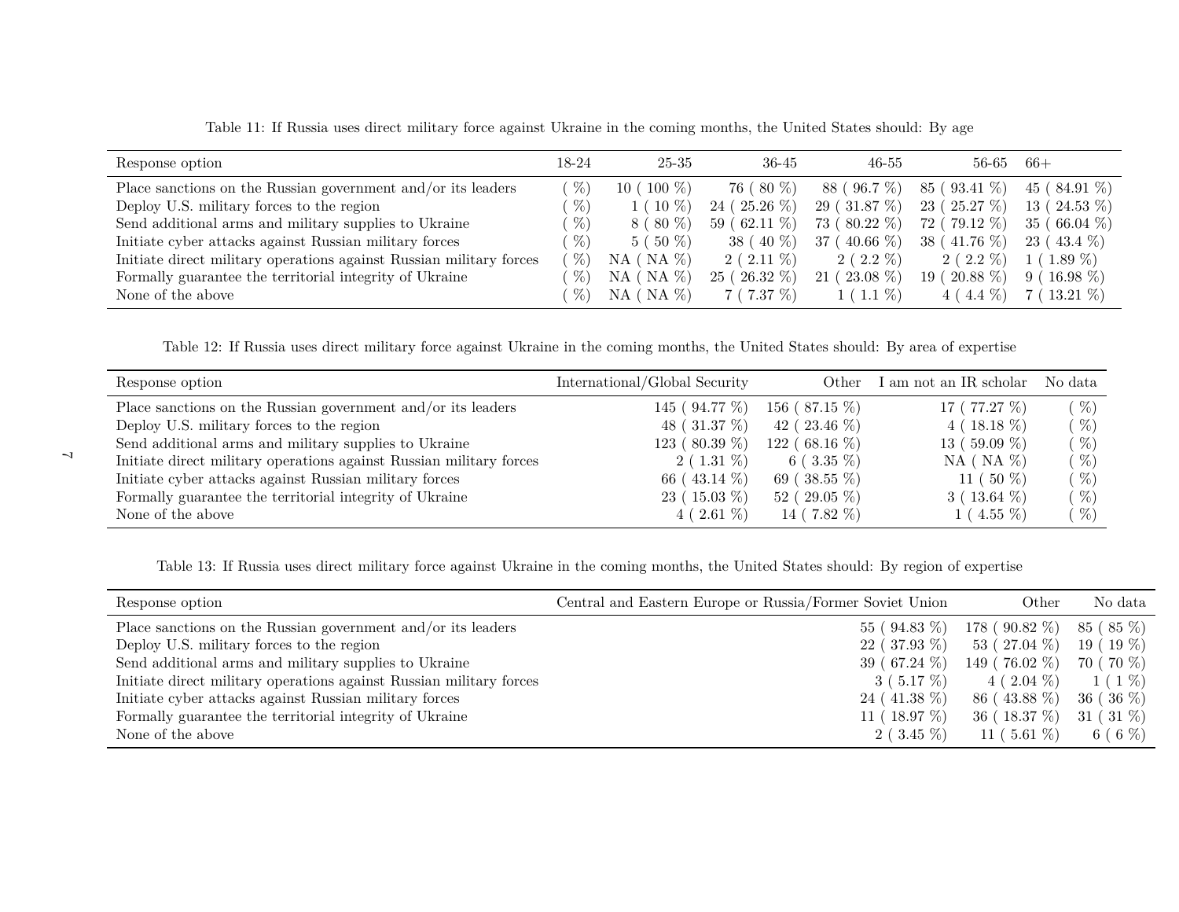Table 11: If Russia uses direct military force against Ukraine in the coming months, the United States should: By age

| Response option | 18-24 | 25-35 | 36-45 | 46-55 | 56-65 | 66+ |
|---|---|---|---|---|---|---|
| Place sanctions on the Russian government and/or its leaders | ( %) | 10 ( 100 %) | 76 ( 80 %) | 88 ( 96.7 %) | 85 ( 93.41 %) | 45 ( 84.91 %) |
| Deploy U.S. military forces to the region | ( %) | 1 ( 10 %) | 24 ( 25.26 %) | 29 ( 31.87 %) | 23 ( 25.27 %) | 13 ( 24.53 %) |
| Send additional arms and military supplies to Ukraine | ( %) | 8 ( 80 %) | 59 ( 62.11 %) | 73 ( 80.22 %) | 72 ( 79.12 %) | 35 ( 66.04 %) |
| Initiate cyber attacks against Russian military forces | ( %) | 5 ( 50 %) | 38 ( 40 %) | 37 ( 40.66 %) | 38 ( 41.76 %) | 23 ( 43.4 %) |
| Initiate direct military operations against Russian military forces | ( %) | NA ( NA %) | 2 ( 2.11 %) | 2 ( 2.2 %) | 2 ( 2.2 %) | 1 ( 1.89 %) |
| Formally guarantee the territorial integrity of Ukraine | ( %) | NA ( NA %) | 25 ( 26.32 %) | 21 ( 23.08 %) | 19 ( 20.88 %) | 9 ( 16.98 %) |
| None of the above | ( %) | NA ( NA %) | 7 ( 7.37 %) | 1 ( 1.1 %) | 4 ( 4.4 %) | 7 ( 13.21 %) |

Table 12: If Russia uses direct military force against Ukraine in the coming months, the United States should: By area of expertise

| Response option | International/Global Security | Other | I am not an IR scholar | No data |
|---|---|---|---|---|
| Place sanctions on the Russian government and/or its leaders | 145 ( 94.77 %) | 156 ( 87.15 %) | 17 ( 77.27 %) | ( %) |
| Deploy U.S. military forces to the region | 48 ( 31.37 %) | 42 ( 23.46 %) | 4 ( 18.18 %) | ( %) |
| Send additional arms and military supplies to Ukraine | 123 ( 80.39 %) | 122 ( 68.16 %) | 13 ( 59.09 %) | ( %) |
| Initiate direct military operations against Russian military forces | 2 ( 1.31 %) | 6 ( 3.35 %) | NA ( NA %) | ( %) |
| Initiate cyber attacks against Russian military forces | 66 ( 43.14 %) | 69 ( 38.55 %) | 11 ( 50 %) | ( %) |
| Formally guarantee the territorial integrity of Ukraine | 23 ( 15.03 %) | 52 ( 29.05 %) | 3 ( 13.64 %) | ( %) |
| None of the above | 4 ( 2.61 %) | 14 ( 7.82 %) | 1 ( 4.55 %) | ( %) |

Table 13: If Russia uses direct military force against Ukraine in the coming months, the United States should: By region of expertise

| Response option | Central and Eastern Europe or Russia/Former Soviet Union | Other | No data |
|---|---|---|---|
| Place sanctions on the Russian government and/or its leaders | 55 ( 94.83 %) | 178 ( 90.82 %) | 85 ( 85 %) |
| Deploy U.S. military forces to the region | 22 ( 37.93 %) | 53 ( 27.04 %) | 19 ( 19 %) |
| Send additional arms and military supplies to Ukraine | 39 ( 67.24 %) | 149 ( 76.02 %) | 70 ( 70 %) |
| Initiate direct military operations against Russian military forces | 3 ( 5.17 %) | 4 ( 2.04 %) | 1 ( 1 %) |
| Initiate cyber attacks against Russian military forces | 24 ( 41.38 %) | 86 ( 43.88 %) | 36 ( 36 %) |
| Formally guarantee the territorial integrity of Ukraine | 11 ( 18.97 %) | 36 ( 18.37 %) | 31 ( 31 %) |
| None of the above | 2 ( 3.45 %) | 11 ( 5.61 %) | 6 ( 6 %) |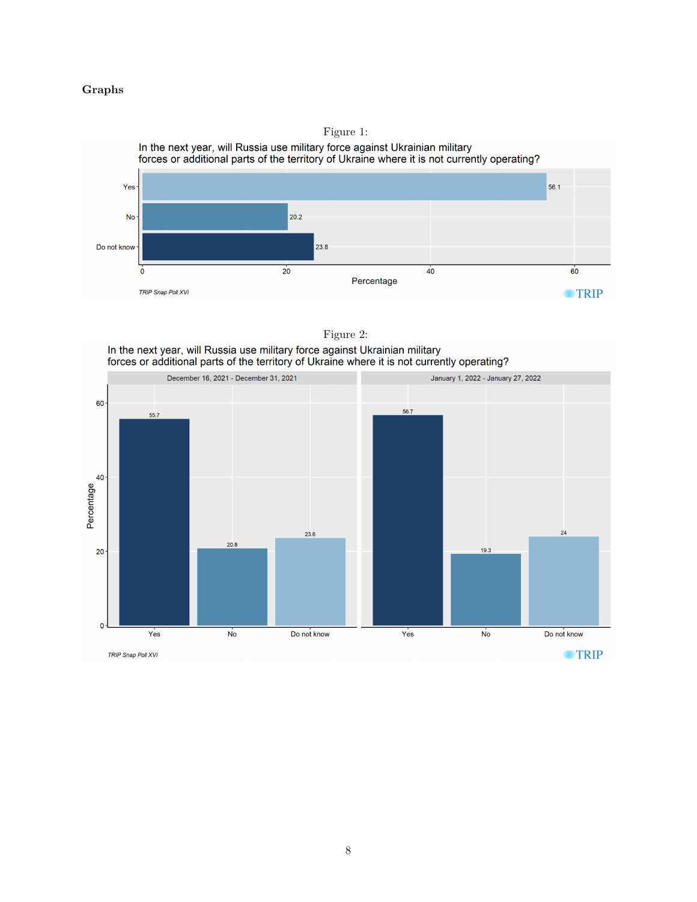## Graphs

Figure 1:

In the next year, will Russia use military force against Ukrainian military forces or additional parts of the territory of Ukraine where it is not currently operating?

| Response | Percentage |
|---|---|
| Yes | 56.1 |
| No | 20.2 |
| Do not know | 23.8 |

TRIP Snap Poll XVI

Figure 2:

In the next year, will Russia use military force against Ukrainian military forces or additional parts of the territory of Ukraine where it is not currently operating?

| Response | December 16, 2021 - December 31, 2021 | January 1, 2022 - January 27, 2022 |
|---|---|---|
| Yes | 55.7 | 56.7 |
| No | 20.8 | 19.3 |
| Do not know | 23.6 | 24 |

TRIP Snap Poll XVI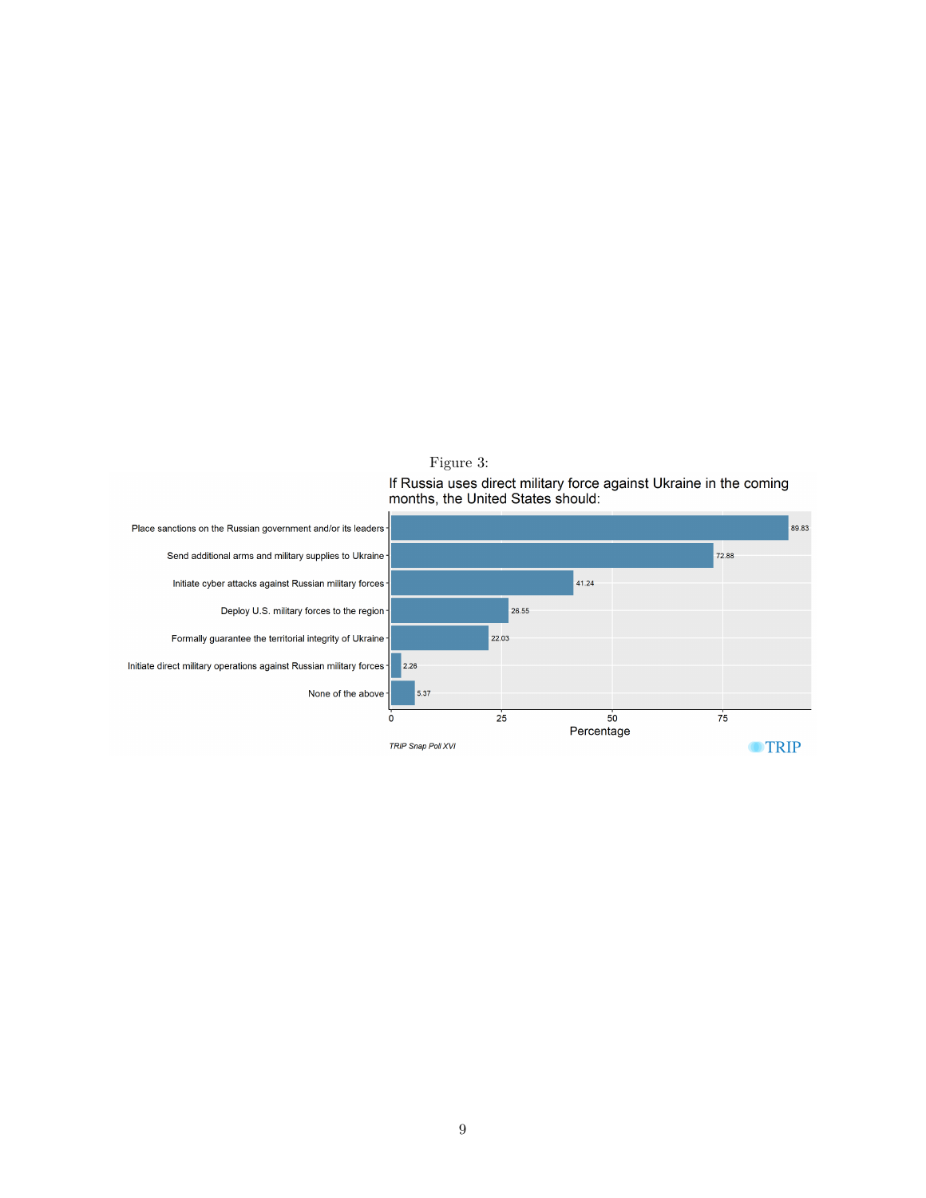Figure 3:

If Russia uses direct military force against Ukraine in the coming months, the United States should:

Place sanctions on the Russian government and/or its leaders
89.83

Send additional arms and military supplies to Ukraine
72.88

Initiate cyber attacks against Russian military forces
41.24

Deploy U.S. military forces to the region
26.55

Formally guarantee the territorial integrity of Ukraine
22.03

Initiate direct military operations against Russian military forces
2.26

None of the above
5.37

0
25
50
75

Percentage

*TRIP Snap Poll XVI*

TRIP